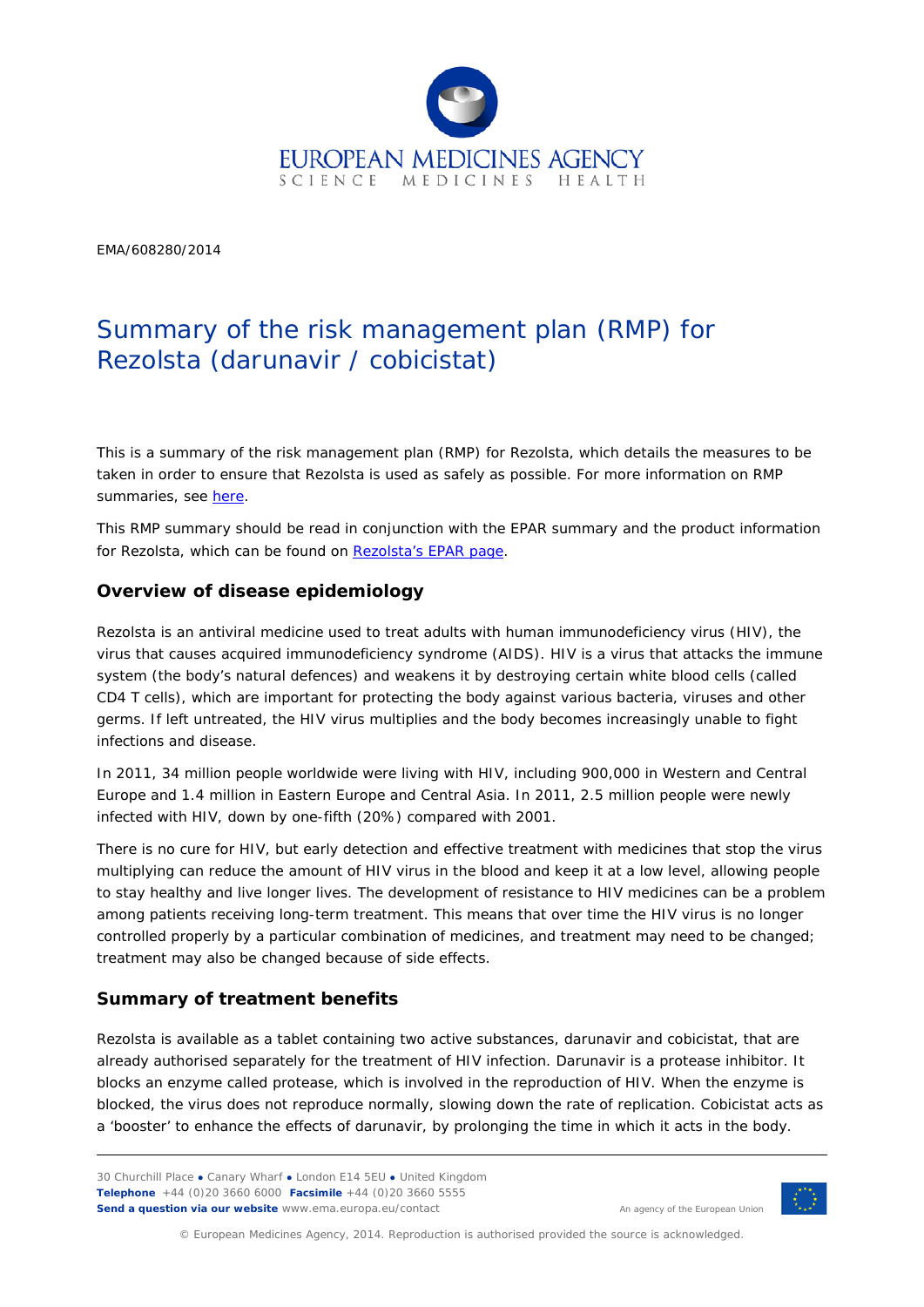EMA/608280/2014

# Summary of the risk management plan (RMP) for Rezolsta (darunavir / cobicistat)

This is a summary of the risk management plan (RMP) for Rezolsta, which details the measures to be taken in order to ensure that Rezolsta is used as safely as possible. For more information on RMP summaries, see here.

This RMP summary should be read in conjunction with the EPAR summary and the product information for Rezolsta, which can be found on Rezolsta's EPAR page.

## Overview of disease epidemiology

Rezolsta is an antiviral medicine used to treat adults with human immunodeficiency virus (HIV), the virus that causes acquired immunodeficiency syndrome (AIDS). HIV is a virus that attacks the immune system (the body's natural defences) and weakens it by destroying certain white blood cells (called CD4 T cells), which are important for protecting the body against various bacteria, viruses and other germs. If left untreated, the HIV virus multiplies and the body becomes increasingly unable to fight infections and disease.

In 2011, 34 million people worldwide were living with HIV, including 900,000 in Western and Central Europe and 1.4 million in Eastern Europe and Central Asia. In 2011, 2.5 million people were newly infected with HIV, down by one-fifth (20%) compared with 2001.

There is no cure for HIV, but early detection and effective treatment with medicines that stop the virus multiplying can reduce the amount of HIV virus in the blood and keep it at a low level, allowing people to stay healthy and live longer lives. The development of resistance to HIV medicines can be a problem among patients receiving long-term treatment. This means that over time the HIV virus is no longer controlled properly by a particular combination of medicines, and treatment may need to be changed; treatment may also be changed because of side effects.

## Summary of treatment benefits

Rezolsta is available as a tablet containing two active substances, darunavir and cobicistat, that are already authorised separately for the treatment of HIV infection. Darunavir is a protease inhibitor. It blocks an enzyme called protease, which is involved in the reproduction of HIV. When the enzyme is blocked, the virus does not reproduce normally, slowing down the rate of replication. Cobicistat acts as a 'booster' to enhance the effects of darunavir, by prolonging the time in which it acts in the body.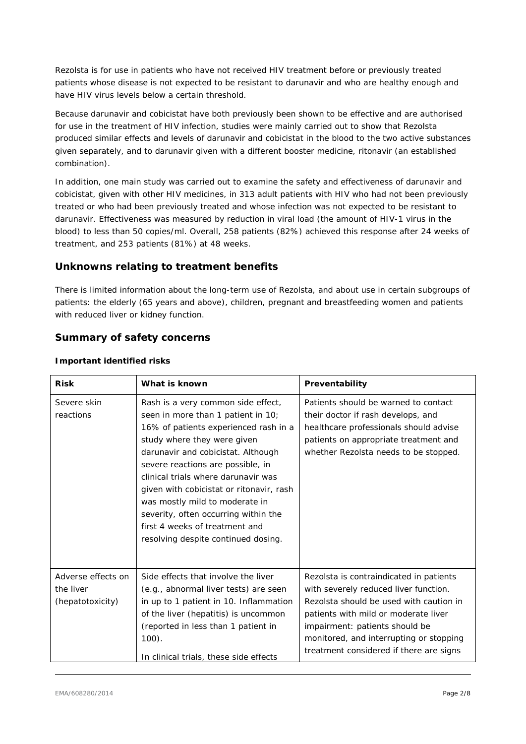Rezolsta is for use in patients who have not received HIV treatment before or previously treated patients whose disease is not expected to be resistant to darunavir and who are healthy enough and have HIV virus levels below a certain threshold.

Because darunavir and cobicistat have both previously been shown to be effective and are authorised for use in the treatment of HIV infection, studies were mainly carried out to show that Rezolsta produced similar effects and levels of darunavir and cobicistat in the blood to the two active substances given separately, and to darunavir given with a different booster medicine, ritonavir (an established combination).

In addition, one main study was carried out to examine the safety and effectiveness of darunavir and cobicistat, given with other HIV medicines, in 313 adult patients with HIV who had not been previously treated or who had been previously treated and whose infection was not expected to be resistant to darunavir. Effectiveness was measured by reduction in viral load (the amount of HIV-1 virus in the blood) to less than 50 copies/ml. Overall, 258 patients (82%) achieved this response after 24 weeks of treatment, and 253 patients (81%) at 48 weeks.

## Unknowns relating to treatment benefits

There is limited information about the long-term use of Rezolsta, and about use in certain subgroups of patients: the elderly (65 years and above), children, pregnant and breastfeeding women and patients with reduced liver or kidney function.

## Summary of safety concerns

**Important identified risks**

| Risk | What is known | Preventability |
|---|---|---|
| Severe skin reactions | Rash is a very common side effect, seen in more than 1 patient in 10; 16% of patients experienced rash in a study where they were given darunavir and cobicistat. Although severe reactions are possible, in clinical trials where darunavir was given with cobicistat or ritonavir, rash was mostly mild to moderate in severity, often occurring within the first 4 weeks of treatment and resolving despite continued dosing. | Patients should be warned to contact their doctor if rash develops, and healthcare professionals should advise patients on appropriate treatment and whether Rezolsta needs to be stopped. |
| Adverse effects on the liver (hepatotoxicity) | Side effects that involve the liver (e.g., abnormal liver tests) are seen in up to 1 patient in 10. Inflammation of the liver (hepatitis) is uncommon (reported in less than 1 patient in 100).<br>In clinical trials, these side effects | Rezolsta is contraindicated in patients with severely reduced liver function. Rezolsta should be used with caution in patients with mild or moderate liver impairment: patients should be monitored, and interrupting or stopping treatment considered if there are signs |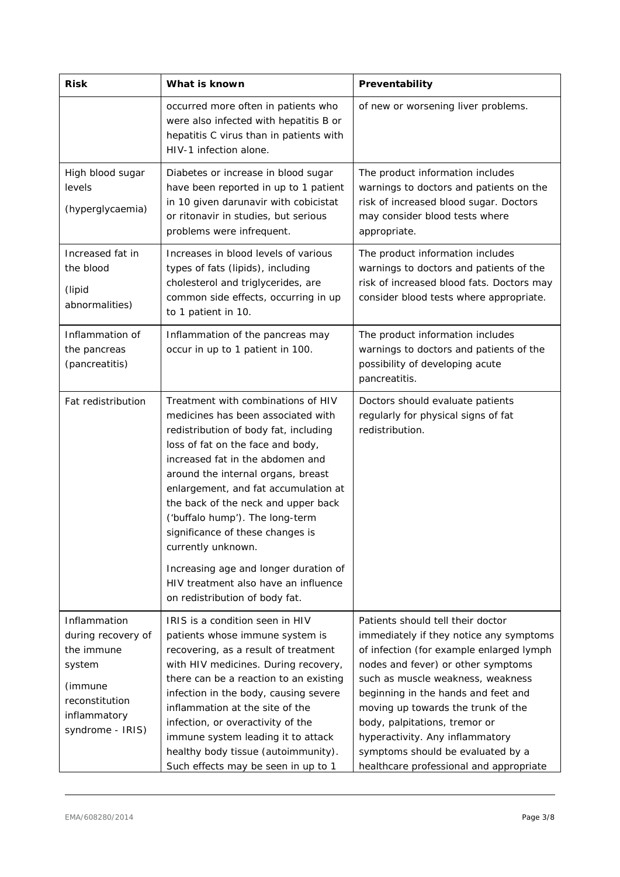| Risk | What is known | Preventability |
|---|---|---|
| | occurred more often in patients who were also infected with hepatitis B or hepatitis C virus than in patients with HIV-1 infection alone. | of new or worsening liver problems. |
| High blood sugar levels (hyperglycaemia) | Diabetes or increase in blood sugar have been reported in up to 1 patient in 10 given darunavir with cobicistat or ritonavir in studies, but serious problems were infrequent. | The product information includes warnings to doctors and patients on the risk of increased blood sugar. Doctors may consider blood tests where appropriate. |
| Increased fat in the blood (lipid abnormalities) | Increases in blood levels of various types of fats (lipids), including cholesterol and triglycerides, are common side effects, occurring in up to 1 patient in 10. | The product information includes warnings to doctors and patients of the risk of increased blood fats. Doctors may consider blood tests where appropriate. |
| Inflammation of the pancreas (pancreatitis) | Inflammation of the pancreas may occur in up to 1 patient in 100. | The product information includes warnings to doctors and patients of the possibility of developing acute pancreatitis. |
| Fat redistribution | Treatment with combinations of HIV medicines has been associated with redistribution of body fat, including loss of fat on the face and body, increased fat in the abdomen and around the internal organs, breast enlargement, and fat accumulation at the back of the neck and upper back ('buffalo hump'). The long-term significance of these changes is currently unknown.<br><br>Increasing age and longer duration of HIV treatment also have an influence on redistribution of body fat. | Doctors should evaluate patients regularly for physical signs of fat redistribution. |
| Inflammation during recovery of the immune system (immune reconstitution inflammatory syndrome - IRIS) | IRIS is a condition seen in HIV patients whose immune system is recovering, as a result of treatment with HIV medicines. During recovery, there can be a reaction to an existing infection in the body, causing severe inflammation at the site of the infection, or overactivity of the immune system leading it to attack healthy body tissue (autoimmunity). Such effects may be seen in up to 1 | Patients should tell their doctor immediately if they notice any symptoms of infection (for example enlarged lymph nodes and fever) or other symptoms such as muscle weakness, weakness beginning in the hands and feet and moving up towards the trunk of the body, palpitations, tremor or hyperactivity. Any inflammatory symptoms should be evaluated by a healthcare professional and appropriate |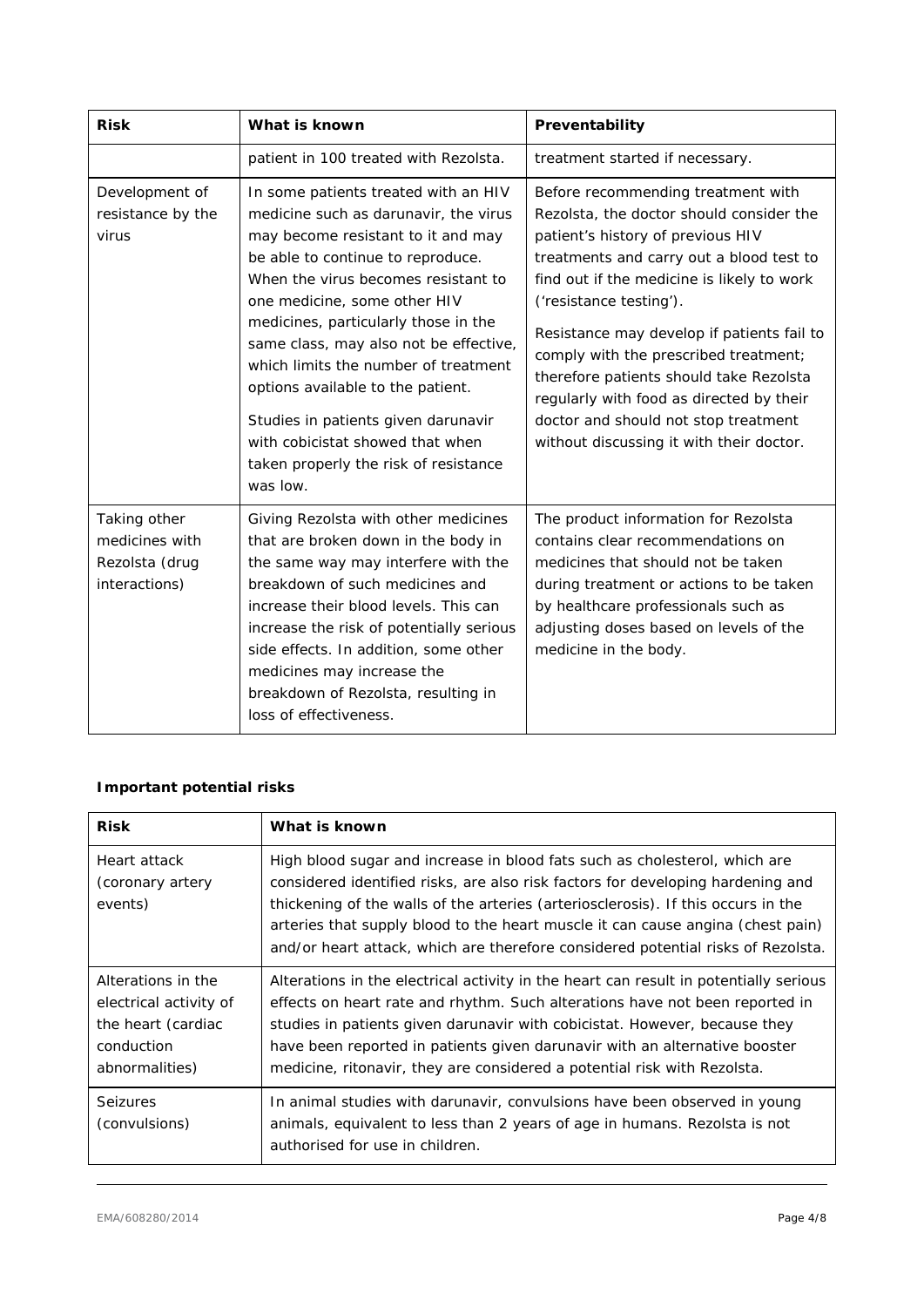| Risk | What is known | Preventability |
|---|---|---|
| | patient in 100 treated with Rezolsta. | treatment started if necessary. |
| Development of resistance by the virus | In some patients treated with an HIV medicine such as darunavir, the virus may become resistant to it and may be able to continue to reproduce. When the virus becomes resistant to one medicine, some other HIV medicines, particularly those in the same class, may also not be effective, which limits the number of treatment options available to the patient.<br><br>Studies in patients given darunavir with cobicistat showed that when taken properly the risk of resistance was low. | Before recommending treatment with Rezolsta, the doctor should consider the patient's history of previous HIV treatments and carry out a blood test to find out if the medicine is likely to work ('resistance testing').<br><br>Resistance may develop if patients fail to comply with the prescribed treatment; therefore patients should take Rezolsta regularly with food as directed by their doctor and should not stop treatment without discussing it with their doctor. |
| Taking other medicines with Rezolsta (drug interactions) | Giving Rezolsta with other medicines that are broken down in the body in the same way may interfere with the breakdown of such medicines and increase their blood levels. This can increase the risk of potentially serious side effects. In addition, some other medicines may increase the breakdown of Rezolsta, resulting in loss of effectiveness. | The product information for Rezolsta contains clear recommendations on medicines that should not be taken during treatment or actions to be taken by healthcare professionals such as adjusting doses based on levels of the medicine in the body. |

**Important potential risks**

| Risk | What is known |
|---|---|
| Heart attack (coronary artery events) | High blood sugar and increase in blood fats such as cholesterol, which are considered identified risks, are also risk factors for developing hardening and thickening of the walls of the arteries (arteriosclerosis). If this occurs in the arteries that supply blood to the heart muscle it can cause angina (chest pain) and/or heart attack, which are therefore considered potential risks of Rezolsta. |
| Alterations in the electrical activity of the heart (cardiac conduction abnormalities) | Alterations in the electrical activity in the heart can result in potentially serious effects on heart rate and rhythm. Such alterations have not been reported in studies in patients given darunavir with cobicistat. However, because they have been reported in patients given darunavir with an alternative booster medicine, ritonavir, they are considered a potential risk with Rezolsta. |
| Seizures (convulsions) | In animal studies with darunavir, convulsions have been observed in young animals, equivalent to less than 2 years of age in humans. Rezolsta is not authorised for use in children. |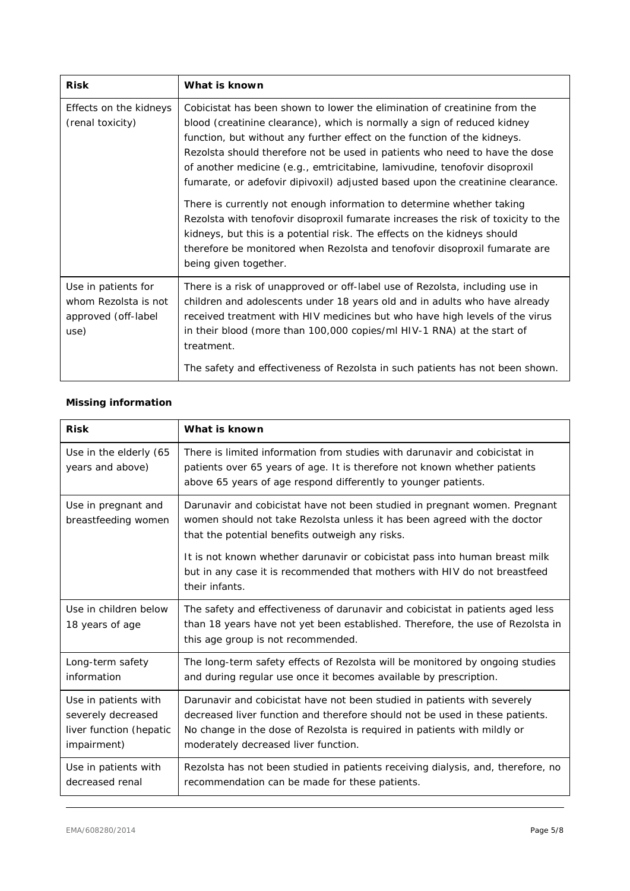| Risk | What is known |
| --- | --- |
| Effects on the kidneys (renal toxicity) | Cobicistat has been shown to lower the elimination of creatinine from the blood (creatinine clearance), which is normally a sign of reduced kidney function, but without any further effect on the function of the kidneys. Rezolsta should therefore not be used in patients who need to have the dose of another medicine (e.g., emtricitabine, lamivudine, tenofovir disoproxil fumarate, or adefovir dipivoxil) adjusted based upon the creatinine clearance.<br><br>There is currently not enough information to determine whether taking Rezolsta with tenofovir disoproxil fumarate increases the risk of toxicity to the kidneys, but this is a potential risk. The effects on the kidneys should therefore be monitored when Rezolsta and tenofovir disoproxil fumarate are being given together. |
| Use in patients for whom Rezolsta is not approved (off-label use) | There is a risk of unapproved or off-label use of Rezolsta, including use in children and adolescents under 18 years old and in adults who have already received treatment with HIV medicines but who have high levels of the virus in their blood (more than 100,000 copies/ml HIV-1 RNA) at the start of treatment.<br><br>The safety and effectiveness of Rezolsta in such patients has not been shown. |

**Missing information**

| Risk | What is known |
| --- | --- |
| Use in the elderly (65 years and above) | There is limited information from studies with darunavir and cobicistat in patients over 65 years of age. It is therefore not known whether patients above 65 years of age respond differently to younger patients. |
| Use in pregnant and breastfeeding women | Darunavir and cobicistat have not been studied in pregnant women. Pregnant women should not take Rezolsta unless it has been agreed with the doctor that the potential benefits outweigh any risks.<br><br>It is not known whether darunavir or cobicistat pass into human breast milk but in any case it is recommended that mothers with HIV do not breastfeed their infants. |
| Use in children below 18 years of age | The safety and effectiveness of darunavir and cobicistat in patients aged less than 18 years have not yet been established. Therefore, the use of Rezolsta in this age group is not recommended. |
| Long-term safety information | The long-term safety effects of Rezolsta will be monitored by ongoing studies and during regular use once it becomes available by prescription. |
| Use in patients with severely decreased liver function (hepatic impairment) | Darunavir and cobicistat have not been studied in patients with severely decreased liver function and therefore should not be used in these patients. No change in the dose of Rezolsta is required in patients with mildly or moderately decreased liver function. |
| Use in patients with decreased renal | Rezolsta has not been studied in patients receiving dialysis, and, therefore, no recommendation can be made for these patients. |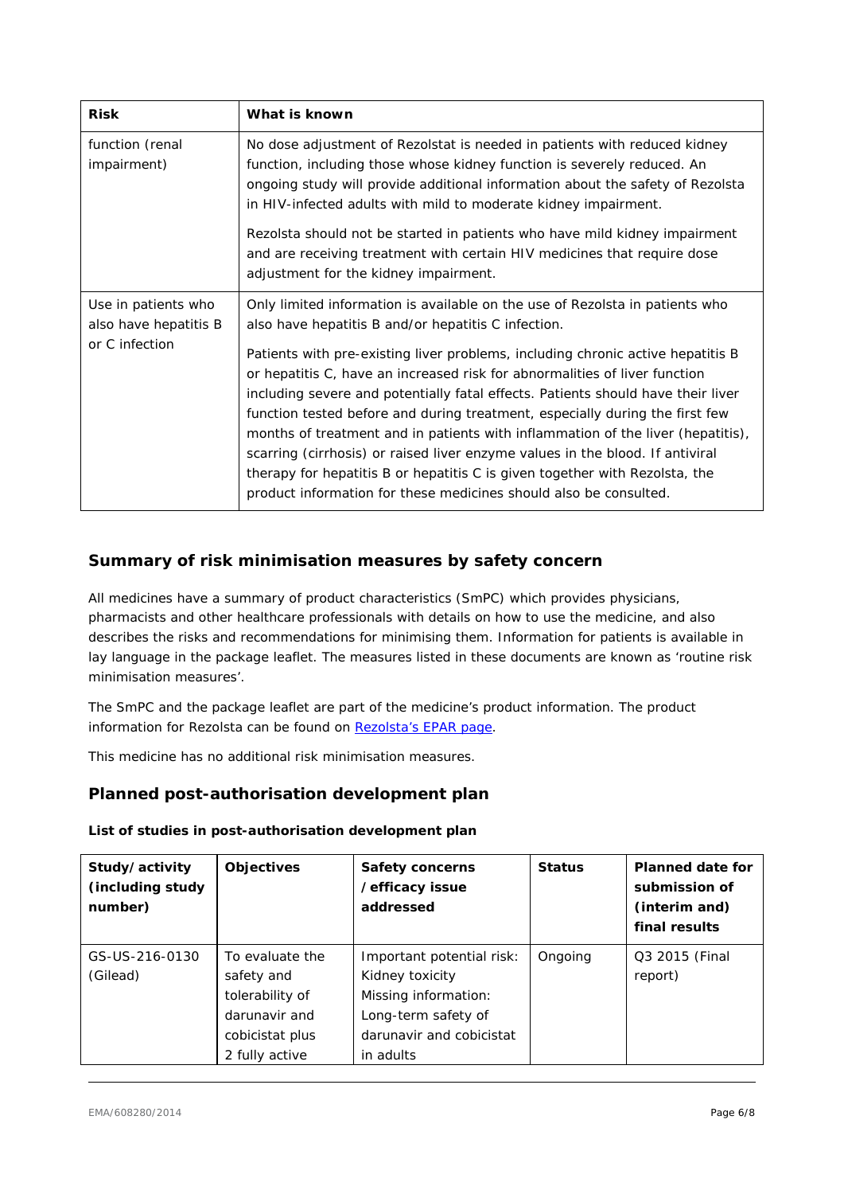| Risk | What is known |
|---|---|
| function (renal impairment) | No dose adjustment of Rezolstat is needed in patients with reduced kidney function, including those whose kidney function is severely reduced. An ongoing study will provide additional information about the safety of Rezolsta in HIV-infected adults with mild to moderate kidney impairment.<br><br>Rezolsta should not be started in patients who have mild kidney impairment and are receiving treatment with certain HIV medicines that require dose adjustment for the kidney impairment. |
| Use in patients who also have hepatitis B or C infection | Only limited information is available on the use of Rezolsta in patients who also have hepatitis B and/or hepatitis C infection.<br><br>Patients with pre-existing liver problems, including chronic active hepatitis B or hepatitis C, have an increased risk for abnormalities of liver function including severe and potentially fatal effects. Patients should have their liver function tested before and during treatment, especially during the first few months of treatment and in patients with inflammation of the liver (hepatitis), scarring (cirrhosis) or raised liver enzyme values in the blood. If antiviral therapy for hepatitis B or hepatitis C is given together with Rezolsta, the product information for these medicines should also be consulted. |

## Summary of risk minimisation measures by safety concern

All medicines have a summary of product characteristics (SmPC) which provides physicians, pharmacists and other healthcare professionals with details on how to use the medicine, and also describes the risks and recommendations for minimising them. Information for patients is available in lay language in the package leaflet. The measures listed in these documents are known as 'routine risk minimisation measures'.

The SmPC and the package leaflet are part of the medicine's product information. The product information for Rezolsta can be found on Rezolsta's EPAR page.

This medicine has no additional risk minimisation measures.

## Planned post-authorisation development plan

**List of studies in post-authorisation development plan**

| Study/activity (including study number) | Objectives | Safety concerns /efficacy issue addressed | Status | Planned date for submission of (interim and) final results |
|---|---|---|---|---|
| GS-US-216-0130 (Gilead) | To evaluate the safety and tolerability of darunavir and cobicistat plus 2 fully active | Important potential risk: Kidney toxicity<br>Missing information: Long-term safety of darunavir and cobicistat in adults | Ongoing | Q3 2015 (Final report) |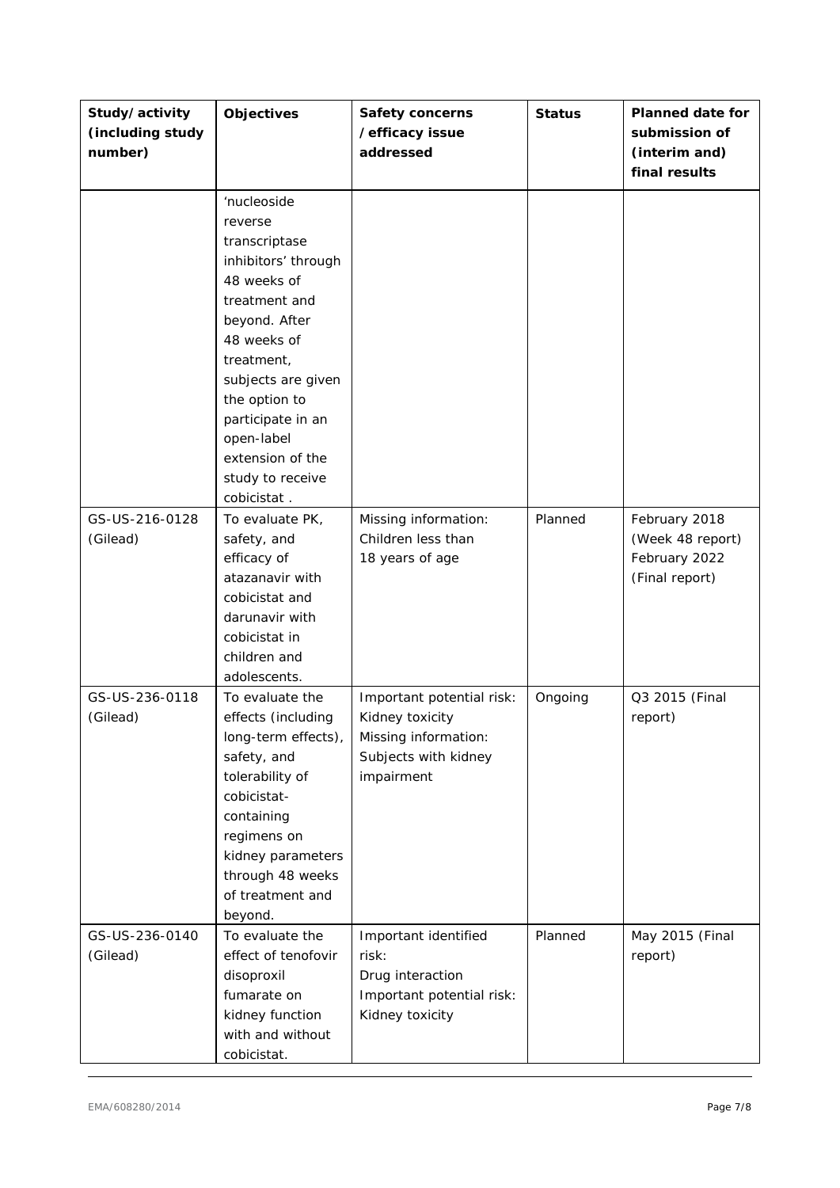| Study/activity (including study number) | Objectives | Safety concerns /efficacy issue addressed | Status | Planned date for submission of (interim and) final results |
|---|---|---|---|---|
| | 'nucleoside reverse transcriptase inhibitors' through 48 weeks of treatment and beyond. After 48 weeks of treatment, subjects are given the option to participate in an open-label extension of the study to receive cobicistat . | | | |
| GS-US-216-0128 (Gilead) | To evaluate PK, safety, and efficacy of atazanavir with cobicistat and darunavir with cobicistat in children and adolescents. | Missing information: Children less than 18 years of age | Planned | February 2018 (Week 48 report) February 2022 (Final report) |
| GS-US-236-0118 (Gilead) | To evaluate the effects (including long-term effects), safety, and tolerability of cobicistat-containing regimens on kidney parameters through 48 weeks of treatment and beyond. | Important potential risk: Kidney toxicity Missing information: Subjects with kidney impairment | Ongoing | Q3 2015 (Final report) |
| GS-US-236-0140 (Gilead) | To evaluate the effect of tenofovir disoproxil fumarate on kidney function with and without cobicistat. | Important identified risk: Drug interaction Important potential risk: Kidney toxicity | Planned | May 2015 (Final report) |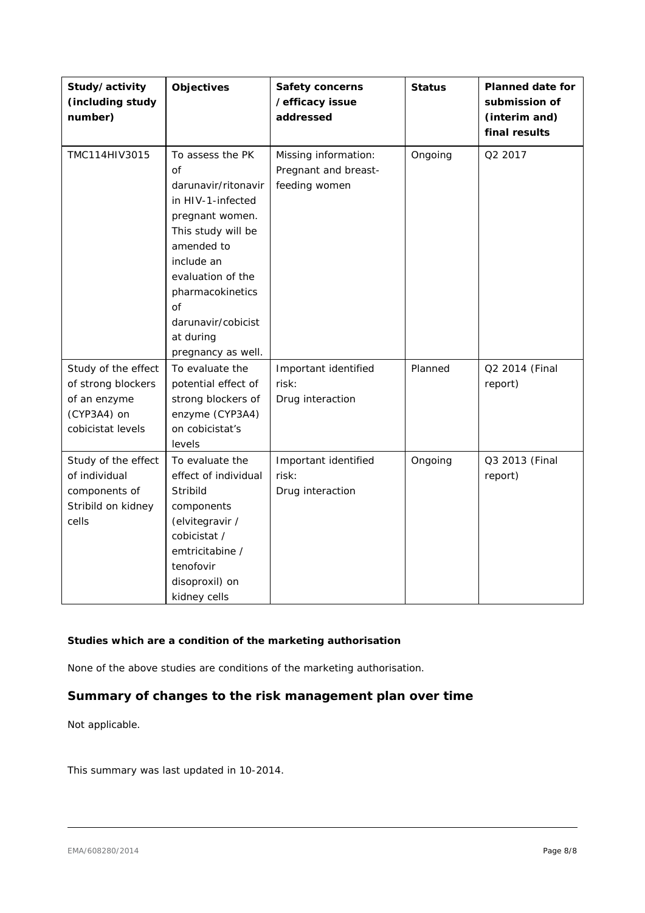| Study/activity (including study number) | Objectives | Safety concerns /efficacy issue addressed | Status | Planned date for submission of (interim and) final results |
|---|---|---|---|---|
| TMC114HIV3015 | To assess the PK of darunavir/ritonavir in HIV-1-infected pregnant women. This study will be amended to include an evaluation of the pharmacokinetics of darunavir/cobicistat during pregnancy as well. | Missing information: Pregnant and breast-feeding women | Ongoing | Q2 2017 |
| Study of the effect of strong blockers of an enzyme (CYP3A4) on cobicistat levels | To evaluate the potential effect of strong blockers of enzyme (CYP3A4) on cobicistat's levels | Important identified risk: Drug interaction | Planned | Q2 2014 (Final report) |
| Study of the effect of individual components of Stribild on kidney cells | To evaluate the effect of individual Stribild components (elvitegravir / cobicistat / emtricitabine / tenofovir disoproxil) on kidney cells | Important identified risk: Drug interaction | Ongoing | Q3 2013 (Final report) |

#### Studies which are a condition of the marketing authorisation

None of the above studies are conditions of the marketing authorisation.

### Summary of changes to the risk management plan over time

Not applicable.

This summary was last updated in 10-2014.